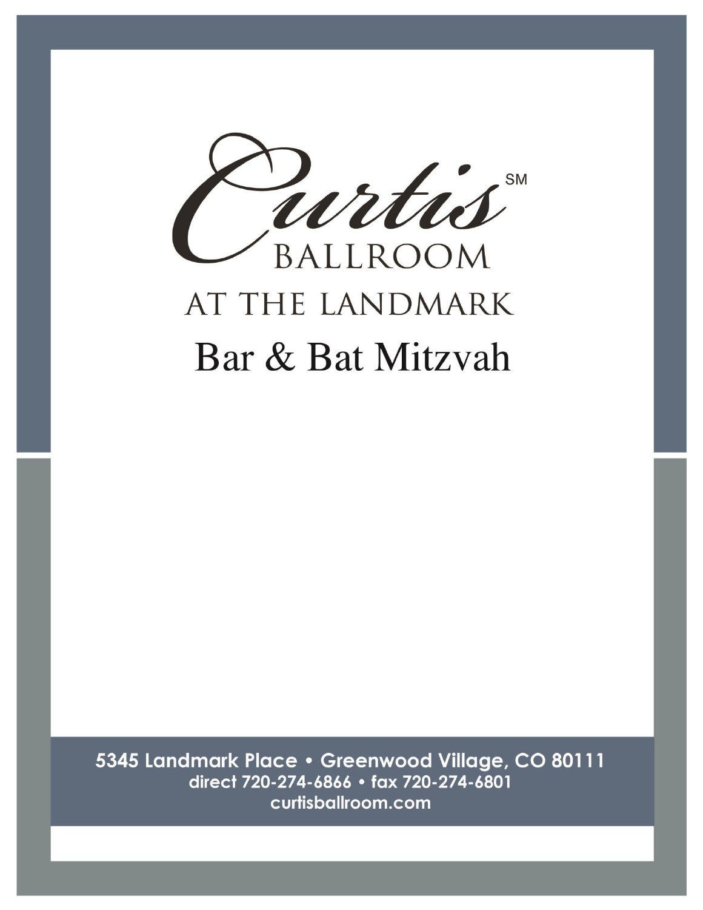# Curtis[SM]

## BALLROOM

## AT THE LANDMARK

# Bar & Bat Mitzvah

**5345 Landmark Place • Greenwood Village, CO 80111**
**direct 720-274-6866 • fax 720-274-6801**
**curtisballroom.com**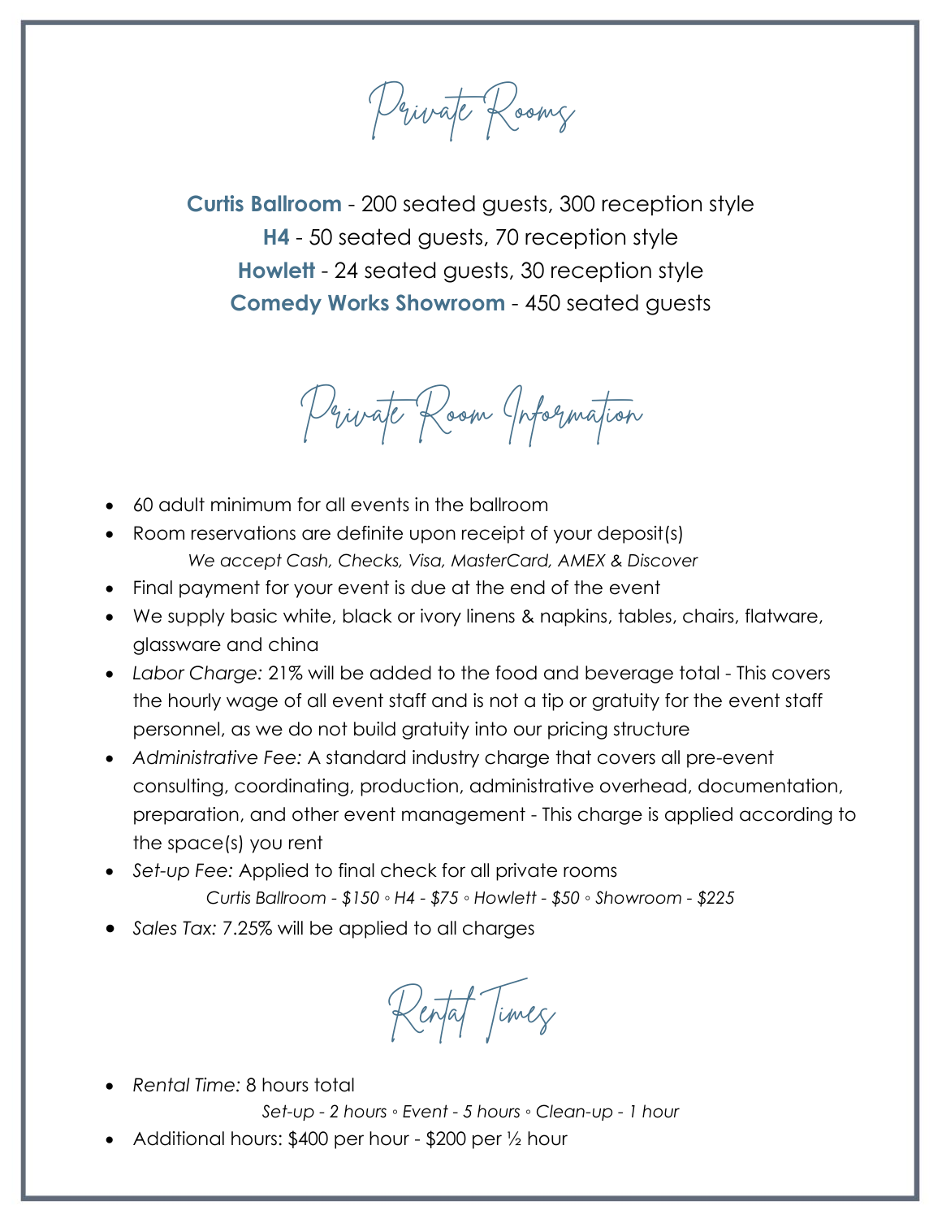# Private Rooms

**Curtis Ballroom** - 200 seated guests, 300 reception style

**H4** - 50 seated guests, 70 reception style

**Howlett** - 24 seated guests, 30 reception style

**Comedy Works Showroom** - 450 seated guests

# Private Room Information

- 60 adult minimum for all events in the ballroom
- Room reservations are definite upon receipt of your deposit(s)

  *We accept Cash, Checks, Visa, MasterCard, AMEX & Discover*
- Final payment for your event is due at the end of the event
- We supply basic white, black or ivory linens & napkins, tables, chairs, flatware, glassware and china
- *Labor Charge:* 21% will be added to the food and beverage total - This covers the hourly wage of all event staff and is not a tip or gratuity for the event staff personnel, as we do not build gratuity into our pricing structure
- *Administrative Fee:* A standard industry charge that covers all pre-event consulting, coordinating, production, administrative overhead, documentation, preparation, and other event management - This charge is applied according to the space(s) you rent
- *Set-up Fee:* Applied to final check for all private rooms

  *Curtis Ballroom - $150 ◦ H4 - $75 ◦ Howlett - $50 ◦ Showroom - $225*
- *Sales Tax:* 7.25% will be applied to all charges

# Rental Times

- *Rental Time:* 8 hours total

  *Set-up - 2 hours ◦ Event - 5 hours ◦ Clean-up - 1 hour*
- Additional hours: $400 per hour - $200 per ½ hour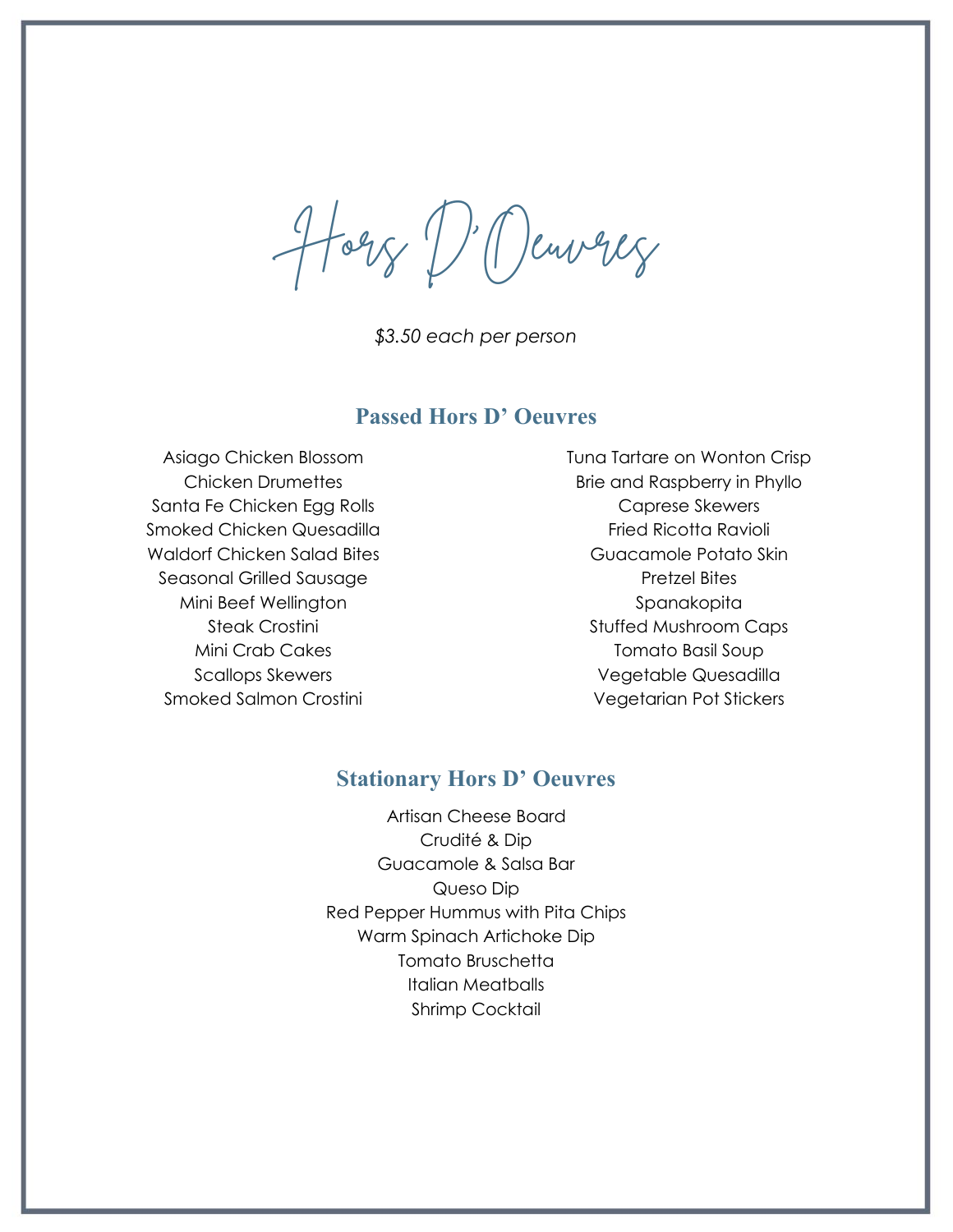# Hors D'Oeuvres

*$3.50 each per person*

## Passed Hors D' Oeuvres

Asiago Chicken Blossom
Chicken Drumettes
Santa Fe Chicken Egg Rolls
Smoked Chicken Quesadilla
Waldorf Chicken Salad Bites
Seasonal Grilled Sausage
Mini Beef Wellington
Steak Crostini
Mini Crab Cakes
Scallops Skewers
Smoked Salmon Crostini

Tuna Tartare on Wonton Crisp
Brie and Raspberry in Phyllo
Caprese Skewers
Fried Ricotta Ravioli
Guacamole Potato Skin
Pretzel Bites
Spanakopita
Stuffed Mushroom Caps
Tomato Basil Soup
Vegetable Quesadilla
Vegetarian Pot Stickers

## Stationary Hors D' Oeuvres

Artisan Cheese Board
Crudité & Dip
Guacamole & Salsa Bar
Queso Dip
Red Pepper Hummus with Pita Chips
Warm Spinach Artichoke Dip
Tomato Bruschetta
Italian Meatballs
Shrimp Cocktail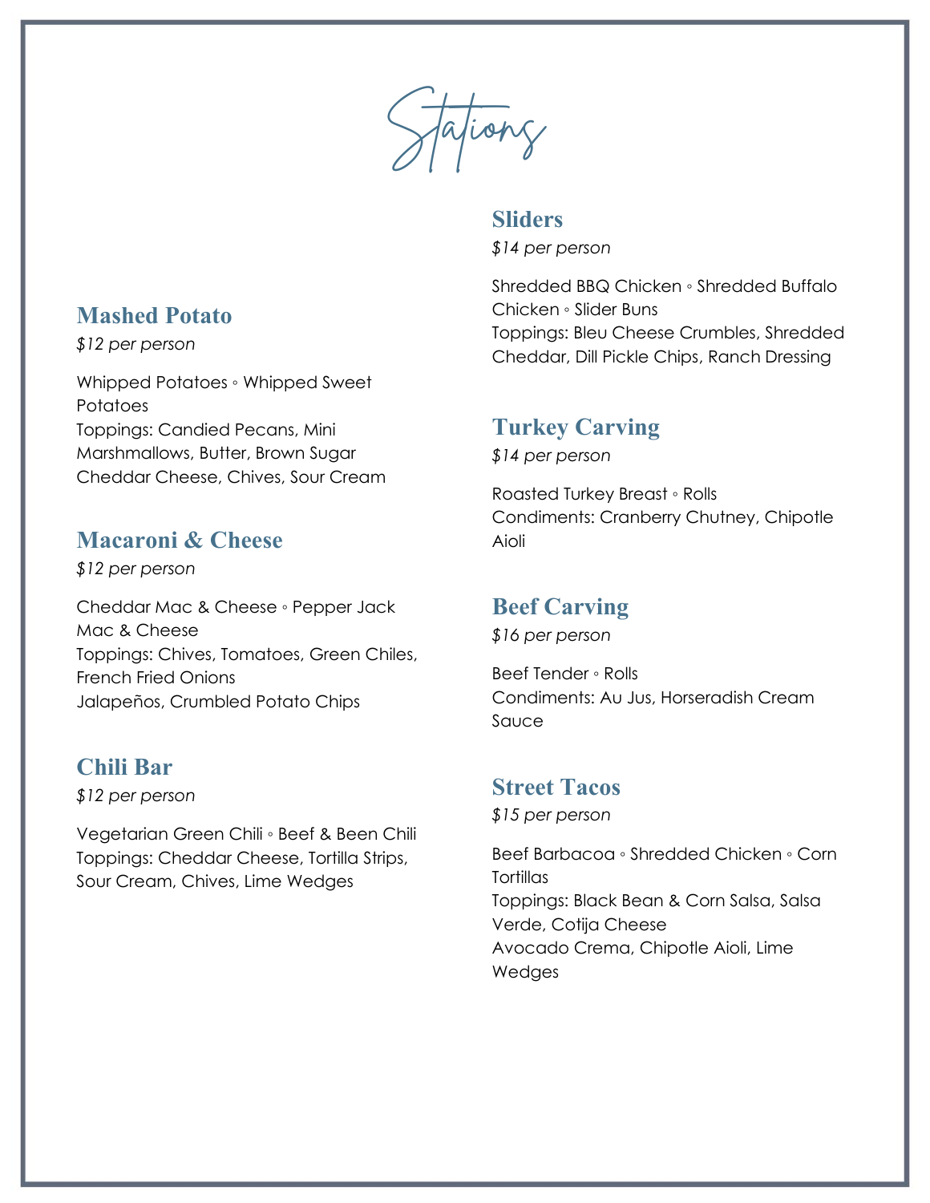# Stations

## Mashed Potato

*$12 per person*

Whipped Potatoes ◦ Whipped Sweet Potatoes
Toppings: Candied Pecans, Mini Marshmallows, Butter, Brown Sugar
Cheddar Cheese, Chives, Sour Cream

## Macaroni & Cheese

*$12 per person*

Cheddar Mac & Cheese ◦ Pepper Jack Mac & Cheese
Toppings: Chives, Tomatoes, Green Chiles, French Fried Onions
Jalapeños, Crumbled Potato Chips

## Chili Bar

*$12 per person*

Vegetarian Green Chili ◦ Beef & Been Chili
Toppings: Cheddar Cheese, Tortilla Strips, Sour Cream, Chives, Lime Wedges

## Sliders

*$14 per person*

Shredded BBQ Chicken ◦ Shredded Buffalo Chicken ◦ Slider Buns
Toppings: Bleu Cheese Crumbles, Shredded Cheddar, Dill Pickle Chips, Ranch Dressing

## Turkey Carving

*$14 per person*

Roasted Turkey Breast ◦ Rolls
Condiments: Cranberry Chutney, Chipotle Aioli

## Beef Carving

*$16 per person*

Beef Tender ◦ Rolls
Condiments: Au Jus, Horseradish Cream Sauce

## Street Tacos

*$15 per person*

Beef Barbacoa ◦ Shredded Chicken ◦ Corn Tortillas
Toppings: Black Bean & Corn Salsa, Salsa Verde, Cotija Cheese
Avocado Crema, Chipotle Aioli, Lime Wedges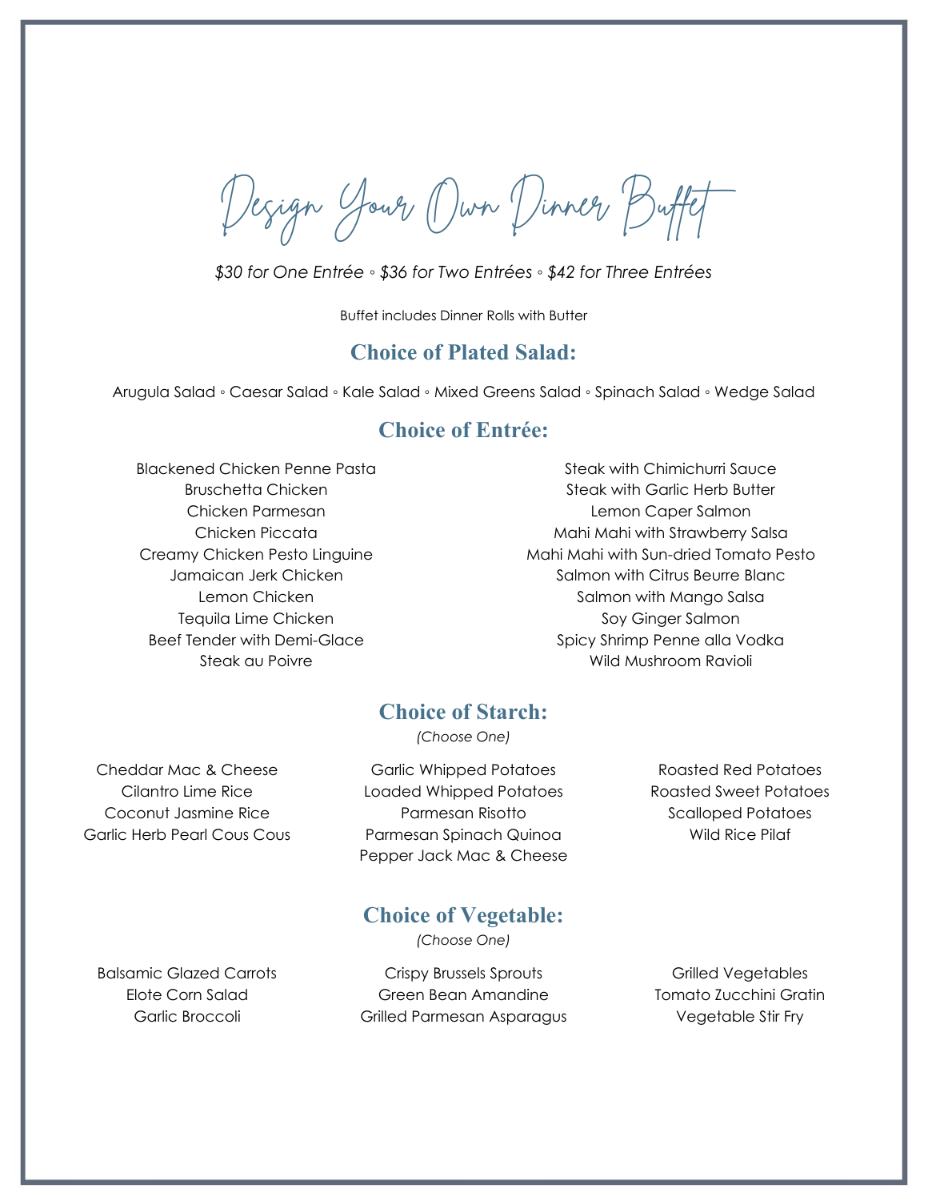# Design Your Own Dinner Buffet

*$30 for One Entrée ◦ $36 for Two Entrées ◦ $42 for Three Entrées*

Buffet includes Dinner Rolls with Butter

## Choice of Plated Salad:

Arugula Salad ◦ Caesar Salad ◦ Kale Salad ◦ Mixed Greens Salad ◦ Spinach Salad ◦ Wedge Salad

## Choice of Entrée:

Blackened Chicken Penne Pasta
Bruschetta Chicken
Chicken Parmesan
Chicken Piccata
Creamy Chicken Pesto Linguine
Jamaican Jerk Chicken
Lemon Chicken
Tequila Lime Chicken
Beef Tender with Demi-Glace
Steak au Poivre
Steak with Chimichurri Sauce
Steak with Garlic Herb Butter
Lemon Caper Salmon
Mahi Mahi with Strawberry Salsa
Mahi Mahi with Sun-dried Tomato Pesto
Salmon with Citrus Beurre Blanc
Salmon with Mango Salsa
Soy Ginger Salmon
Spicy Shrimp Penne alla Vodka
Wild Mushroom Ravioli

## Choice of Starch:

*(Choose One)*

Cheddar Mac & Cheese
Cilantro Lime Rice
Coconut Jasmine Rice
Garlic Herb Pearl Cous Cous
Garlic Whipped Potatoes
Loaded Whipped Potatoes
Parmesan Risotto
Parmesan Spinach Quinoa
Pepper Jack Mac & Cheese
Roasted Red Potatoes
Roasted Sweet Potatoes
Scalloped Potatoes
Wild Rice Pilaf

## Choice of Vegetable:

*(Choose One)*

Balsamic Glazed Carrots
Elote Corn Salad
Garlic Broccoli
Crispy Brussels Sprouts
Green Bean Amandine
Grilled Parmesan Asparagus
Grilled Vegetables
Tomato Zucchini Gratin
Vegetable Stir Fry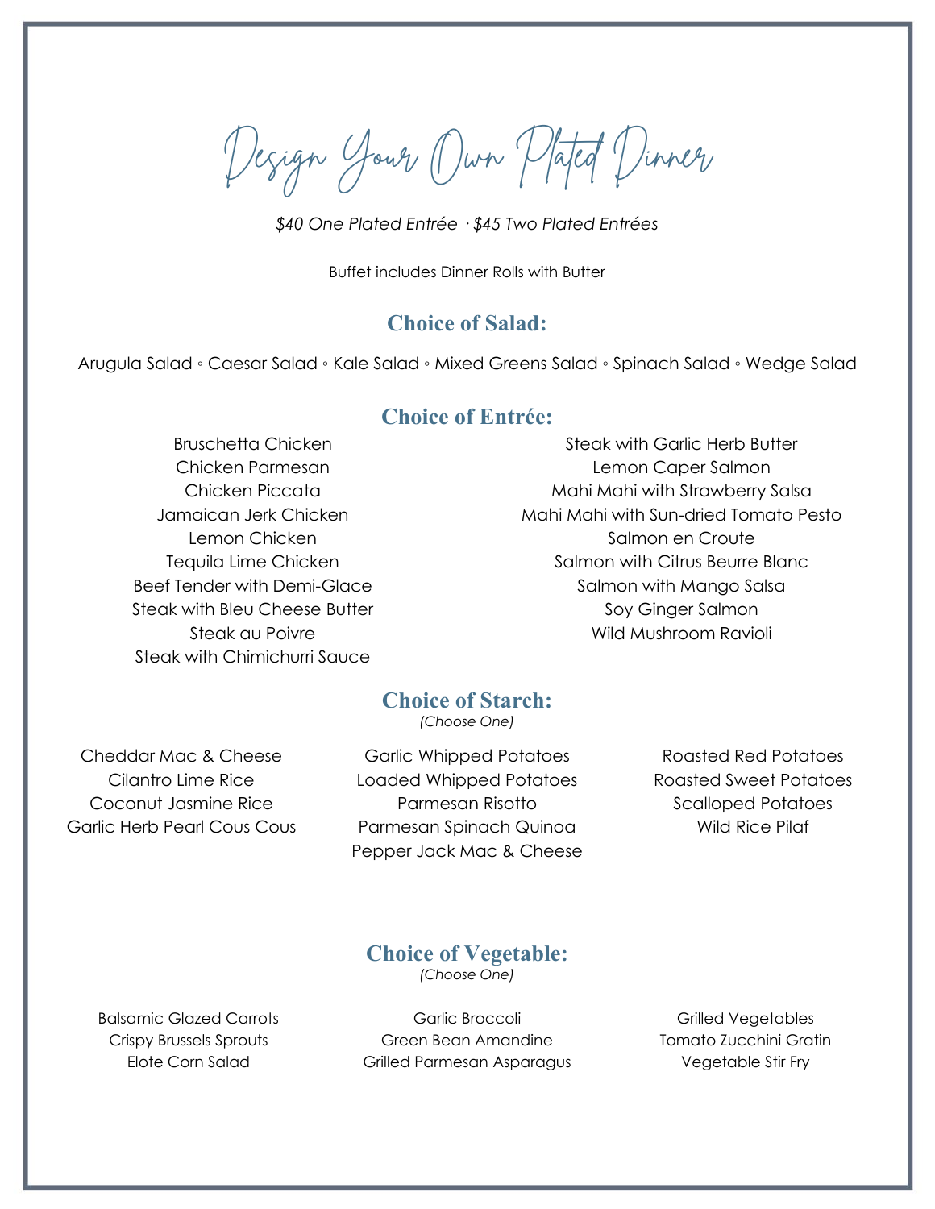# Design Your Own Plated Dinner

*$40 One Plated Entrée · $45 Two Plated Entrées*

Buffet includes Dinner Rolls with Butter

## Choice of Salad:

Arugula Salad ◦ Caesar Salad ◦ Kale Salad ◦ Mixed Greens Salad ◦ Spinach Salad ◦ Wedge Salad

## Choice of Entrée:

Bruschetta Chicken
Chicken Parmesan
Chicken Piccata
Jamaican Jerk Chicken
Lemon Chicken
Tequila Lime Chicken
Beef Tender with Demi-Glace
Steak with Bleu Cheese Butter
Steak au Poivre
Steak with Chimichurri Sauce
Steak with Garlic Herb Butter
Lemon Caper Salmon
Mahi Mahi with Strawberry Salsa
Mahi Mahi with Sun-dried Tomato Pesto
Salmon en Croute
Salmon with Citrus Beurre Blanc
Salmon with Mango Salsa
Soy Ginger Salmon
Wild Mushroom Ravioli

## Choice of Starch:

*(Choose One)*

Cheddar Mac & Cheese
Cilantro Lime Rice
Coconut Jasmine Rice
Garlic Herb Pearl Cous Cous
Garlic Whipped Potatoes
Loaded Whipped Potatoes
Parmesan Risotto
Parmesan Spinach Quinoa
Pepper Jack Mac & Cheese
Roasted Red Potatoes
Roasted Sweet Potatoes
Scalloped Potatoes
Wild Rice Pilaf

## Choice of Vegetable:

*(Choose One)*

Balsamic Glazed Carrots
Crispy Brussels Sprouts
Elote Corn Salad
Garlic Broccoli
Green Bean Amandine
Grilled Parmesan Asparagus
Grilled Vegetables
Tomato Zucchini Gratin
Vegetable Stir Fry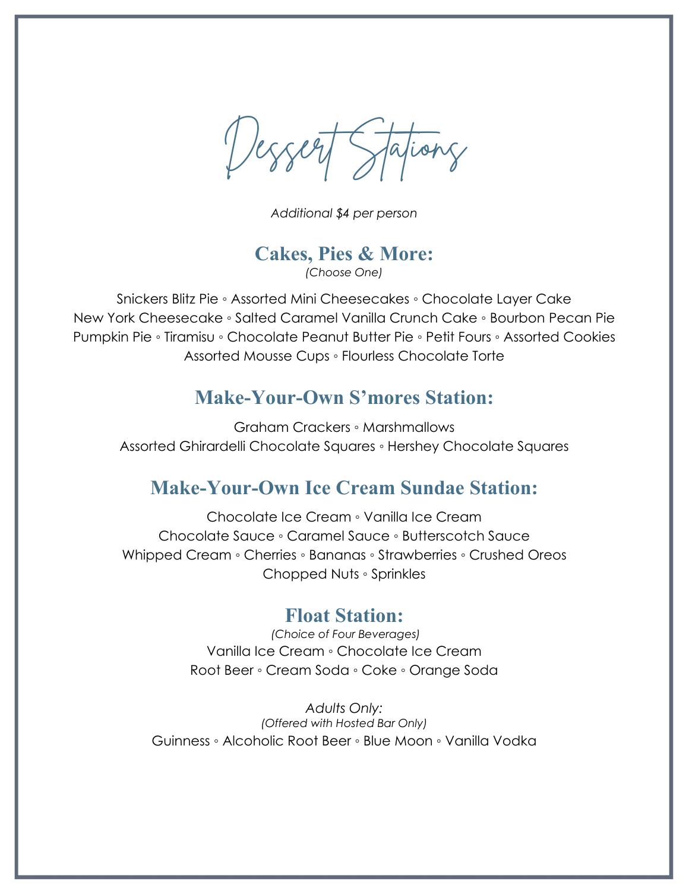# Dessert Stations

*Additional $4 per person*

## Cakes, Pies & More:

*(Choose One)*

Snickers Blitz Pie ◦ Assorted Mini Cheesecakes ◦ Chocolate Layer Cake
New York Cheesecake ◦ Salted Caramel Vanilla Crunch Cake ◦ Bourbon Pecan Pie
Pumpkin Pie ◦ Tiramisu ◦ Chocolate Peanut Butter Pie ◦ Petit Fours ◦ Assorted Cookies
Assorted Mousse Cups ◦ Flourless Chocolate Torte

## Make-Your-Own S'mores Station:

Graham Crackers ◦ Marshmallows
Assorted Ghirardelli Chocolate Squares ◦ Hershey Chocolate Squares

## Make-Your-Own Ice Cream Sundae Station:

Chocolate Ice Cream ◦ Vanilla Ice Cream
Chocolate Sauce ◦ Caramel Sauce ◦ Butterscotch Sauce
Whipped Cream ◦ Cherries ◦ Bananas ◦ Strawberries ◦ Crushed Oreos
Chopped Nuts ◦ Sprinkles

## Float Station:

*(Choice of Four Beverages)*

Vanilla Ice Cream ◦ Chocolate Ice Cream
Root Beer ◦ Cream Soda ◦ Coke ◦ Orange Soda

*Adults Only:*
*(Offered with Hosted Bar Only)*

Guinness ◦ Alcoholic Root Beer ◦ Blue Moon ◦ Vanilla Vodka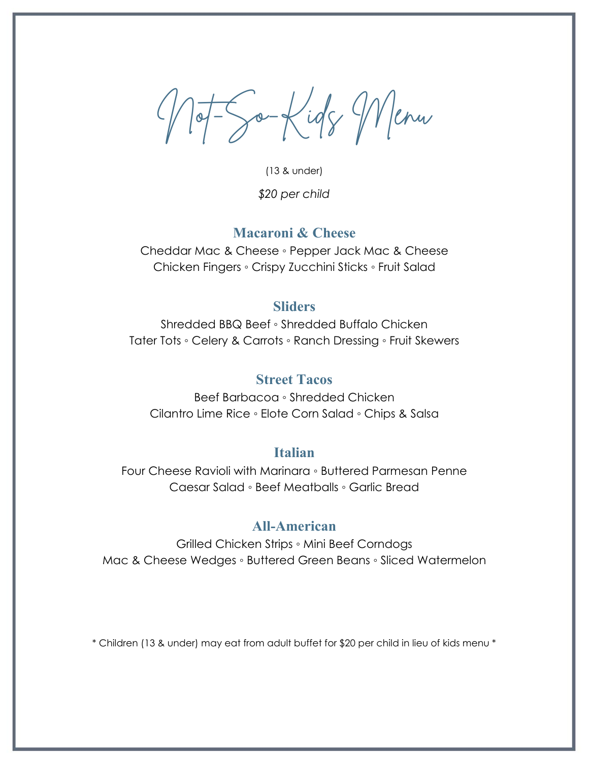# Not-So-Kids Menu

(13 & under)

*$20 per child*

## Macaroni & Cheese

Cheddar Mac & Cheese ◦ Pepper Jack Mac & Cheese
Chicken Fingers ◦ Crispy Zucchini Sticks ◦ Fruit Salad

## Sliders

Shredded BBQ Beef ◦ Shredded Buffalo Chicken
Tater Tots ◦ Celery & Carrots ◦ Ranch Dressing ◦ Fruit Skewers

## Street Tacos

Beef Barbacoa ◦ Shredded Chicken
Cilantro Lime Rice ◦ Elote Corn Salad ◦ Chips & Salsa

## Italian

Four Cheese Ravioli with Marinara ◦ Buttered Parmesan Penne
Caesar Salad ◦ Beef Meatballs ◦ Garlic Bread

## All-American

Grilled Chicken Strips ◦ Mini Beef Corndogs
Mac & Cheese Wedges ◦ Buttered Green Beans ◦ Sliced Watermelon

* Children (13 & under) may eat from adult buffet for $20 per child in lieu of kids menu *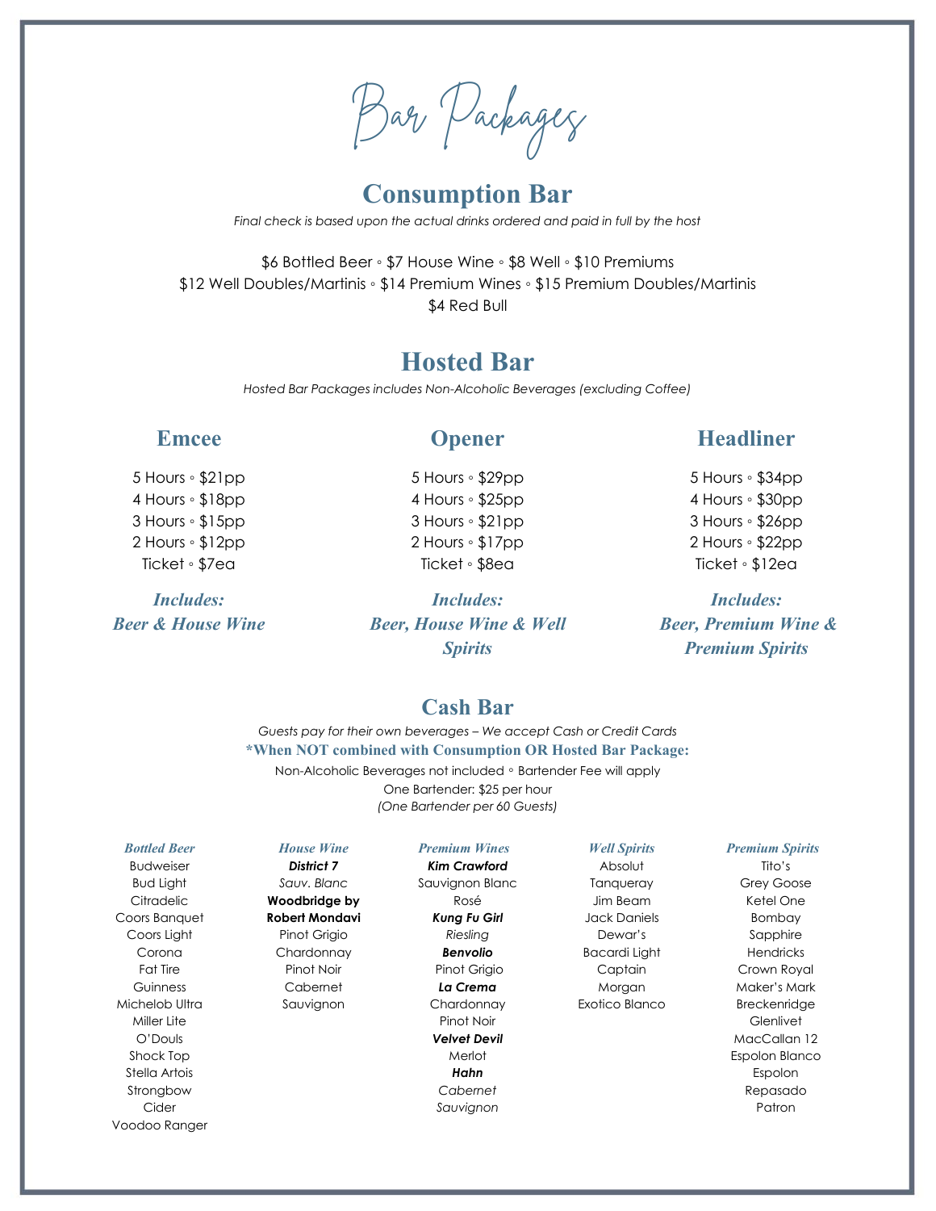# Bar Packages

## Consumption Bar

*Final check is based upon the actual drinks ordered and paid in full by the host*

$6 Bottled Beer ◦ $7 House Wine ◦ $8 Well ◦ $10 Premiums
$12 Well Doubles/Martinis ◦ $14 Premium Wines ◦ $15 Premium Doubles/Martinis
$4 Red Bull

## Hosted Bar

*Hosted Bar Packages includes Non-Alcoholic Beverages (excluding Coffee)*

### Emcee

5 Hours ◦ $21pp
4 Hours ◦ $18pp
3 Hours ◦ $15pp
2 Hours ◦ $12pp
Ticket ◦ $7ea

***Includes:***
***Beer & House Wine***

### Opener

5 Hours ◦ $29pp
4 Hours ◦ $25pp
3 Hours ◦ $21pp
2 Hours ◦ $17pp
Ticket ◦ $8ea

***Includes:***
***Beer, House Wine & Well Spirits***

### Headliner

5 Hours ◦ $34pp
4 Hours ◦ $30pp
3 Hours ◦ $26pp
2 Hours ◦ $22pp
Ticket ◦ $12ea

***Includes:***
***Beer, Premium Wine & Premium Spirits***

## Cash Bar

*Guests pay for their own beverages – We accept Cash or Credit Cards*

**\*When NOT combined with Consumption OR Hosted Bar Package:**

Non-Alcoholic Beverages not included ◦ Bartender Fee will apply
One Bartender: $25 per hour
*(One Bartender per 60 Guests)*

***Bottled Beer***

Budweiser
Bud Light
Citradelic
Coors Banquet
Coors Light
Corona
Fat Tire
Guinness
Michelob Ultra
Miller Lite
O'Douls
Shock Top
Stella Artois
Strongbow Cider
Voodoo Ranger

***House Wine***

***District 7***
*Sauv. Blanc*
**Woodbridge by Robert Mondavi**
Pinot Grigio
Chardonnay
Pinot Noir
Cabernet Sauvignon

***Premium Wines***

***Kim Crawford***
Sauvignon Blanc
Rosé
***Kung Fu Girl***
*Riesling*
***Benvolio***
Pinot Grigio
***La Crema***
Chardonnay
Pinot Noir
***Velvet Devil***
Merlot
***Hahn***
*Cabernet Sauvignon*

***Well Spirits***

Absolut
Tanqueray
Jim Beam
Jack Daniels
Dewar's
Bacardi Light
Captain Morgan
Exotico Blanco

***Premium Spirits***

Tito's
Grey Goose
Ketel One
Bombay Sapphire
Hendricks
Crown Royal
Maker's Mark
Breckenridge
Glenlivet
MacCallan 12
Espolon Blanco
Espolon Repasado
Patron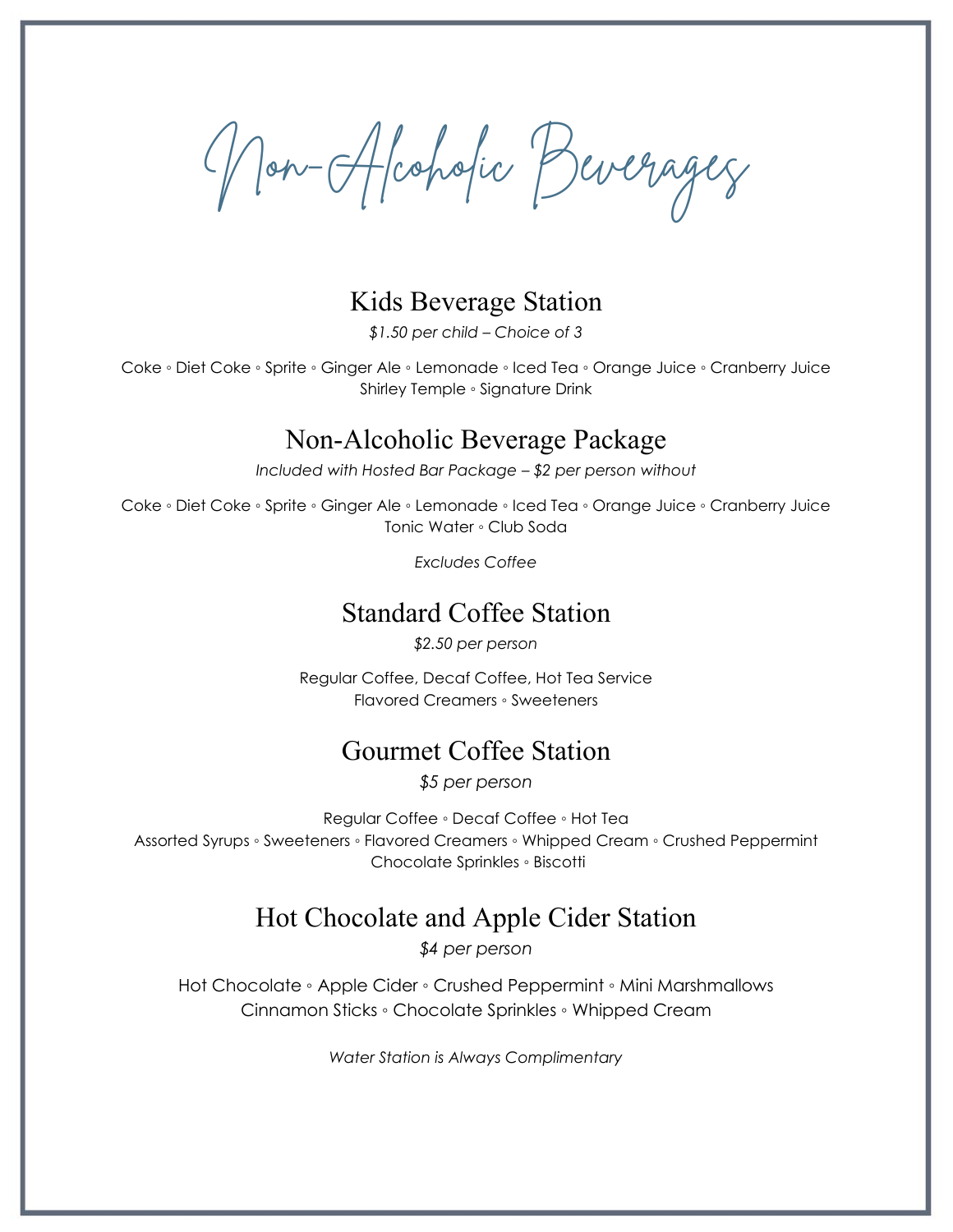# Non-Alcoholic Beverages

## Kids Beverage Station

*$1.50 per child – Choice of 3*

Coke ◦ Diet Coke ◦ Sprite ◦ Ginger Ale ◦ Lemonade ◦ Iced Tea ◦ Orange Juice ◦ Cranberry Juice
Shirley Temple ◦ Signature Drink

## Non-Alcoholic Beverage Package

*Included with Hosted Bar Package – $2 per person without*

Coke ◦ Diet Coke ◦ Sprite ◦ Ginger Ale ◦ Lemonade ◦ Iced Tea ◦ Orange Juice ◦ Cranberry Juice
Tonic Water ◦ Club Soda

*Excludes Coffee*

## Standard Coffee Station

*$2.50 per person*

Regular Coffee, Decaf Coffee, Hot Tea Service
Flavored Creamers ◦ Sweeteners

## Gourmet Coffee Station

*$5 per person*

Regular Coffee ◦ Decaf Coffee ◦ Hot Tea
Assorted Syrups ◦ Sweeteners ◦ Flavored Creamers ◦ Whipped Cream ◦ Crushed Peppermint
Chocolate Sprinkles ◦ Biscotti

## Hot Chocolate and Apple Cider Station

*$4 per person*

Hot Chocolate ◦ Apple Cider ◦ Crushed Peppermint ◦ Mini Marshmallows
Cinnamon Sticks ◦ Chocolate Sprinkles ◦ Whipped Cream

*Water Station is Always Complimentary*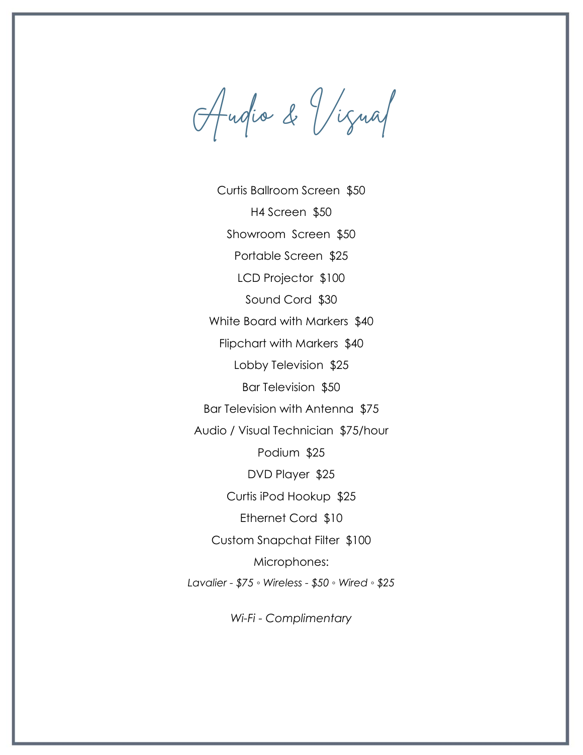# Audio & Visual

Curtis Ballroom Screen $50

H4 Screen $50

Showroom Screen $50

Portable Screen $25

LCD Projector $100

Sound Cord $30

White Board with Markers $40

Flipchart with Markers $40

Lobby Television $25

Bar Television $50

Bar Television with Antenna $75

Audio / Visual Technician $75/hour

Podium $25

DVD Player $25

Curtis iPod Hookup $25

Ethernet Cord $10

Custom Snapchat Filter $100

Microphones:

*Lavalier - $75 ◦ Wireless - $50 ◦ Wired ◦ $25*

*Wi-Fi - Complimentary*